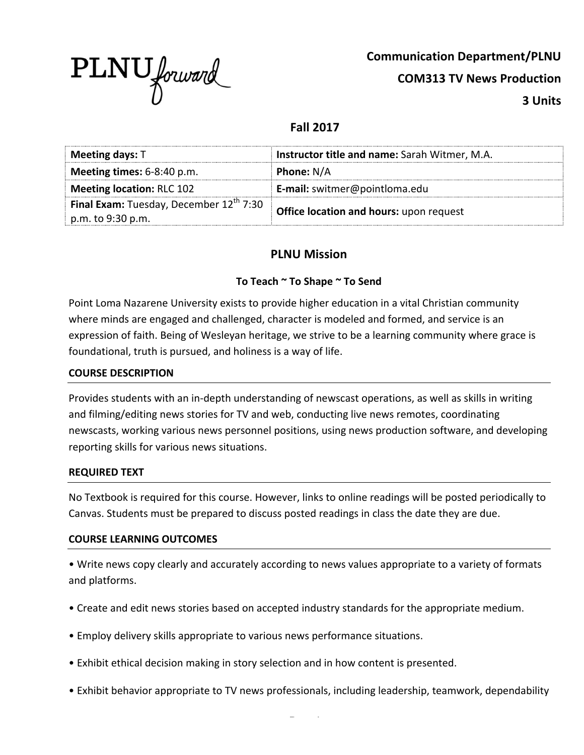PLNU forward

**Communication Department/PLNU**

**COM313 TV News Production**

**3 Units**

## Fall 2017

| | |
|---|---|
| **Meeting days:** T | **Instructor title and name:** Sarah Witmer, M.A. |
| **Meeting times:** 6-8:40 p.m. | **Phone:** N/A |
| **Meeting location:** RLC 102 | **E-mail:** switmer@pointloma.edu |
| **Final Exam:** Tuesday, December 12th 7:30 p.m. to 9:30 p.m. | **Office location and hours:** upon request |

## PLNU Mission

### To Teach ~ To Shape ~ To Send

Point Loma Nazarene University exists to provide higher education in a vital Christian community where minds are engaged and challenged, character is modeled and formed, and service is an expression of faith. Being of Wesleyan heritage, we strive to be a learning community where grace is foundational, truth is pursued, and holiness is a way of life.

### COURSE DESCRIPTION

Provides students with an in-depth understanding of newscast operations, as well as skills in writing and filming/editing news stories for TV and web, conducting live news remotes, coordinating newscasts, working various news personnel positions, using news production software, and developing reporting skills for various news situations.

### REQUIRED TEXT

No Textbook is required for this course. However, links to online readings will be posted periodically to Canvas. Students must be prepared to discuss posted readings in class the date they are due.

### COURSE LEARNING OUTCOMES

- Write news copy clearly and accurately according to news values appropriate to a variety of formats and platforms.
- Create and edit news stories based on accepted industry standards for the appropriate medium.
- Employ delivery skills appropriate to various news performance situations.
- Exhibit ethical decision making in story selection and in how content is presented.
- Exhibit behavior appropriate to TV news professionals, including leadership, teamwork, dependability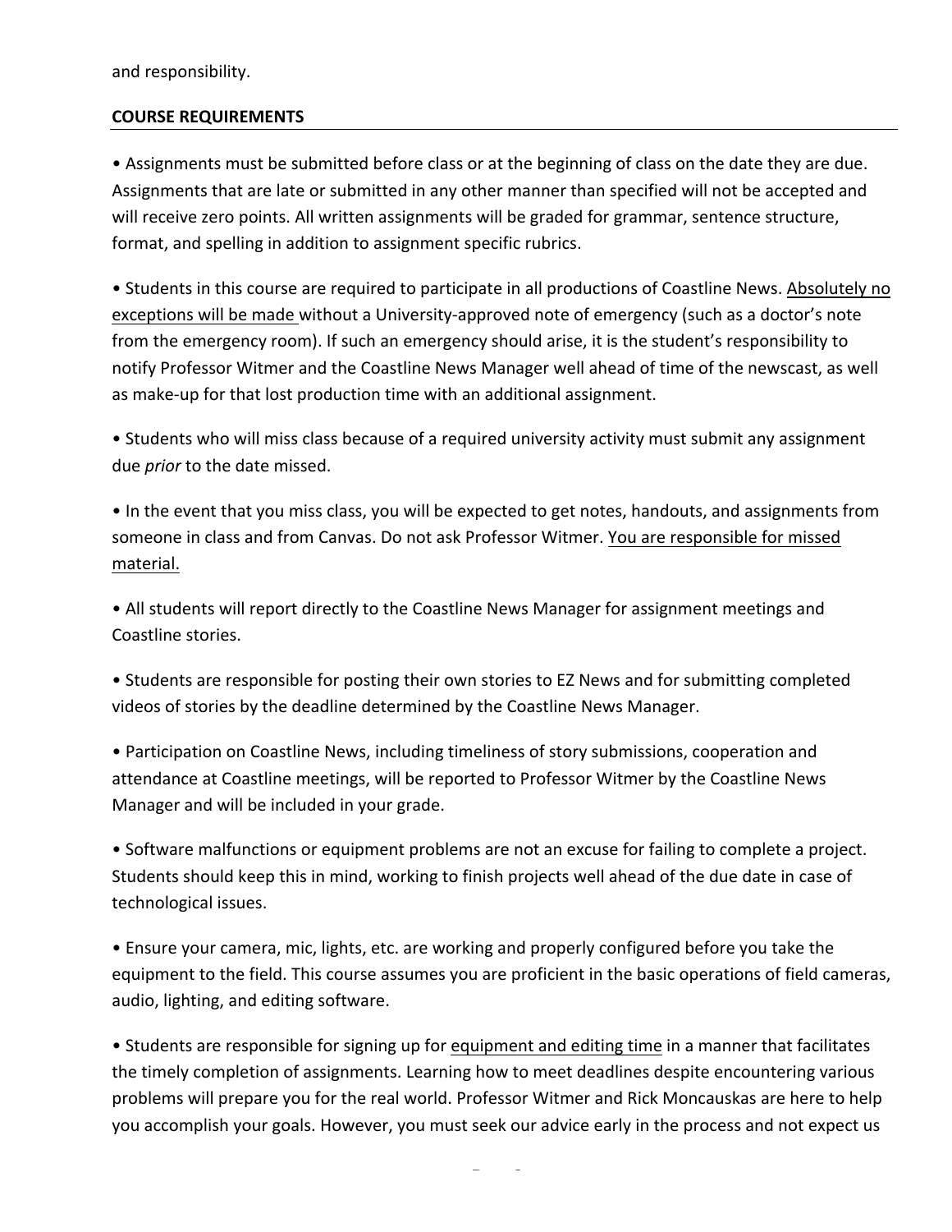and responsibility.

## COURSE REQUIREMENTS

• Assignments must be submitted before class or at the beginning of class on the date they are due. Assignments that are late or submitted in any other manner than specified will not be accepted and will receive zero points. All written assignments will be graded for grammar, sentence structure, format, and spelling in addition to assignment specific rubrics.

• Students in this course are required to participate in all productions of Coastline News. <u>Absolutely no exceptions will be made</u> without a University-approved note of emergency (such as a doctor's note from the emergency room). If such an emergency should arise, it is the student's responsibility to notify Professor Witmer and the Coastline News Manager well ahead of time of the newscast, as well as make-up for that lost production time with an additional assignment.

• Students who will miss class because of a required university activity must submit any assignment due *prior* to the date missed.

• In the event that you miss class, you will be expected to get notes, handouts, and assignments from someone in class and from Canvas. Do not ask Professor Witmer. <u>You are responsible for missed material.</u>

• All students will report directly to the Coastline News Manager for assignment meetings and Coastline stories.

• Students are responsible for posting their own stories to EZ News and for submitting completed videos of stories by the deadline determined by the Coastline News Manager.

• Participation on Coastline News, including timeliness of story submissions, cooperation and attendance at Coastline meetings, will be reported to Professor Witmer by the Coastline News Manager and will be included in your grade.

• Software malfunctions or equipment problems are not an excuse for failing to complete a project. Students should keep this in mind, working to finish projects well ahead of the due date in case of technological issues.

• Ensure your camera, mic, lights, etc. are working and properly configured before you take the equipment to the field. This course assumes you are proficient in the basic operations of field cameras, audio, lighting, and editing software.

• Students are responsible for signing up for <u>equipment and editing time</u> in a manner that facilitates the timely completion of assignments. Learning how to meet deadlines despite encountering various problems will prepare you for the real world. Professor Witmer and Rick Moncauskas are here to help you accomplish your goals. However, you must seek our advice early in the process and not expect us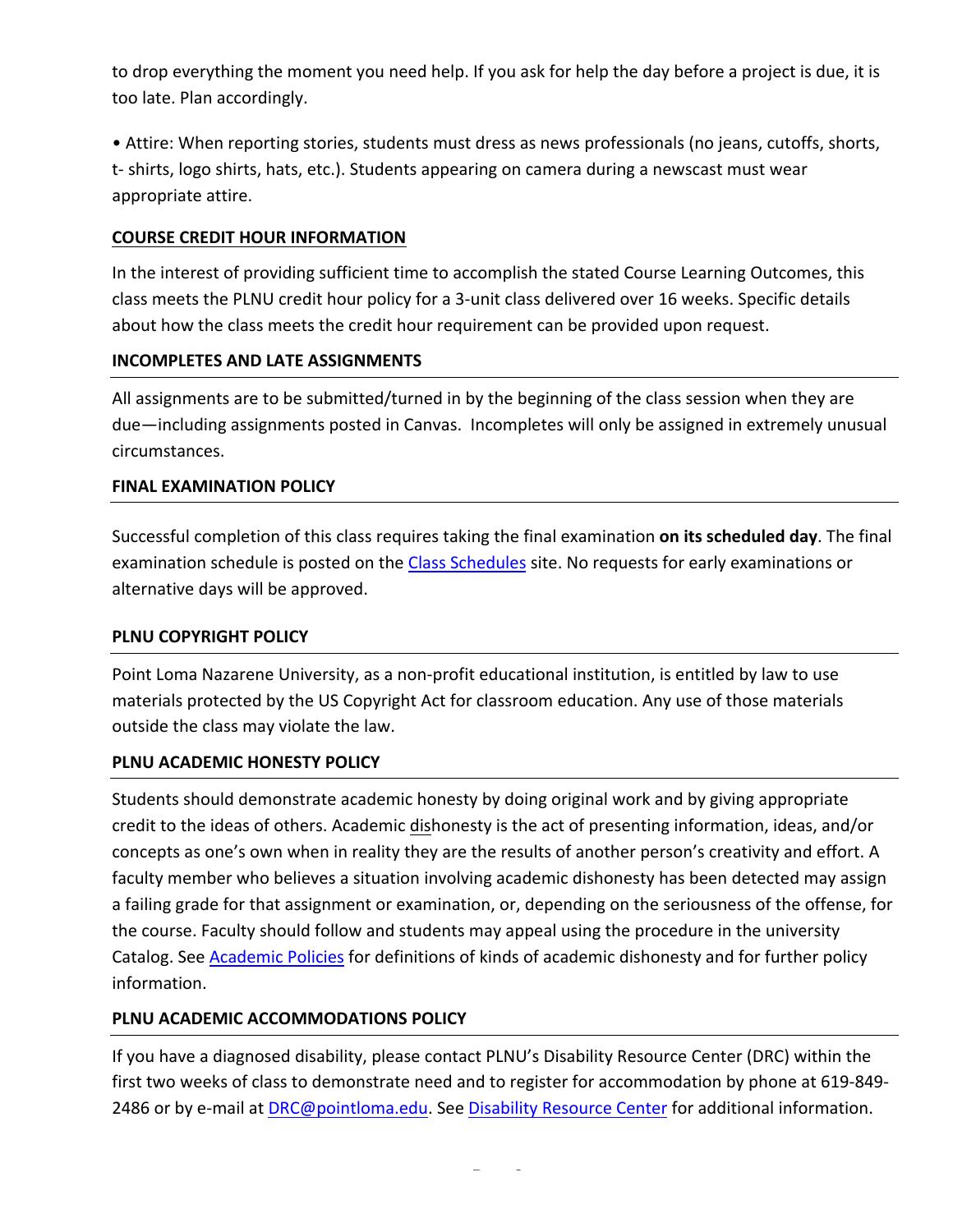to drop everything the moment you need help. If you ask for help the day before a project is due, it is too late. Plan accordingly.

• Attire: When reporting stories, students must dress as news professionals (no jeans, cutoffs, shorts, t- shirts, logo shirts, hats, etc.). Students appearing on camera during a newscast must wear appropriate attire.

## COURSE CREDIT HOUR INFORMATION

In the interest of providing sufficient time to accomplish the stated Course Learning Outcomes, this class meets the PLNU credit hour policy for a 3-unit class delivered over 16 weeks. Specific details about how the class meets the credit hour requirement can be provided upon request.

## INCOMPLETES AND LATE ASSIGNMENTS

All assignments are to be submitted/turned in by the beginning of the class session when they are due—including assignments posted in Canvas. Incompletes will only be assigned in extremely unusual circumstances.

## FINAL EXAMINATION POLICY

Successful completion of this class requires taking the final examination **on its scheduled day**. The final examination schedule is posted on the Class Schedules site. No requests for early examinations or alternative days will be approved.

## PLNU COPYRIGHT POLICY

Point Loma Nazarene University, as a non-profit educational institution, is entitled by law to use materials protected by the US Copyright Act for classroom education. Any use of those materials outside the class may violate the law.

## PLNU ACADEMIC HONESTY POLICY

Students should demonstrate academic honesty by doing original work and by giving appropriate credit to the ideas of others. Academic dishonesty is the act of presenting information, ideas, and/or concepts as one's own when in reality they are the results of another person's creativity and effort. A faculty member who believes a situation involving academic dishonesty has been detected may assign a failing grade for that assignment or examination, or, depending on the seriousness of the offense, for the course. Faculty should follow and students may appeal using the procedure in the university Catalog. See Academic Policies for definitions of kinds of academic dishonesty and for further policy information.

## PLNU ACADEMIC ACCOMMODATIONS POLICY

If you have a diagnosed disability, please contact PLNU's Disability Resource Center (DRC) within the first two weeks of class to demonstrate need and to register for accommodation by phone at 619-849-2486 or by e-mail at DRC@pointloma.edu. See Disability Resource Center for additional information.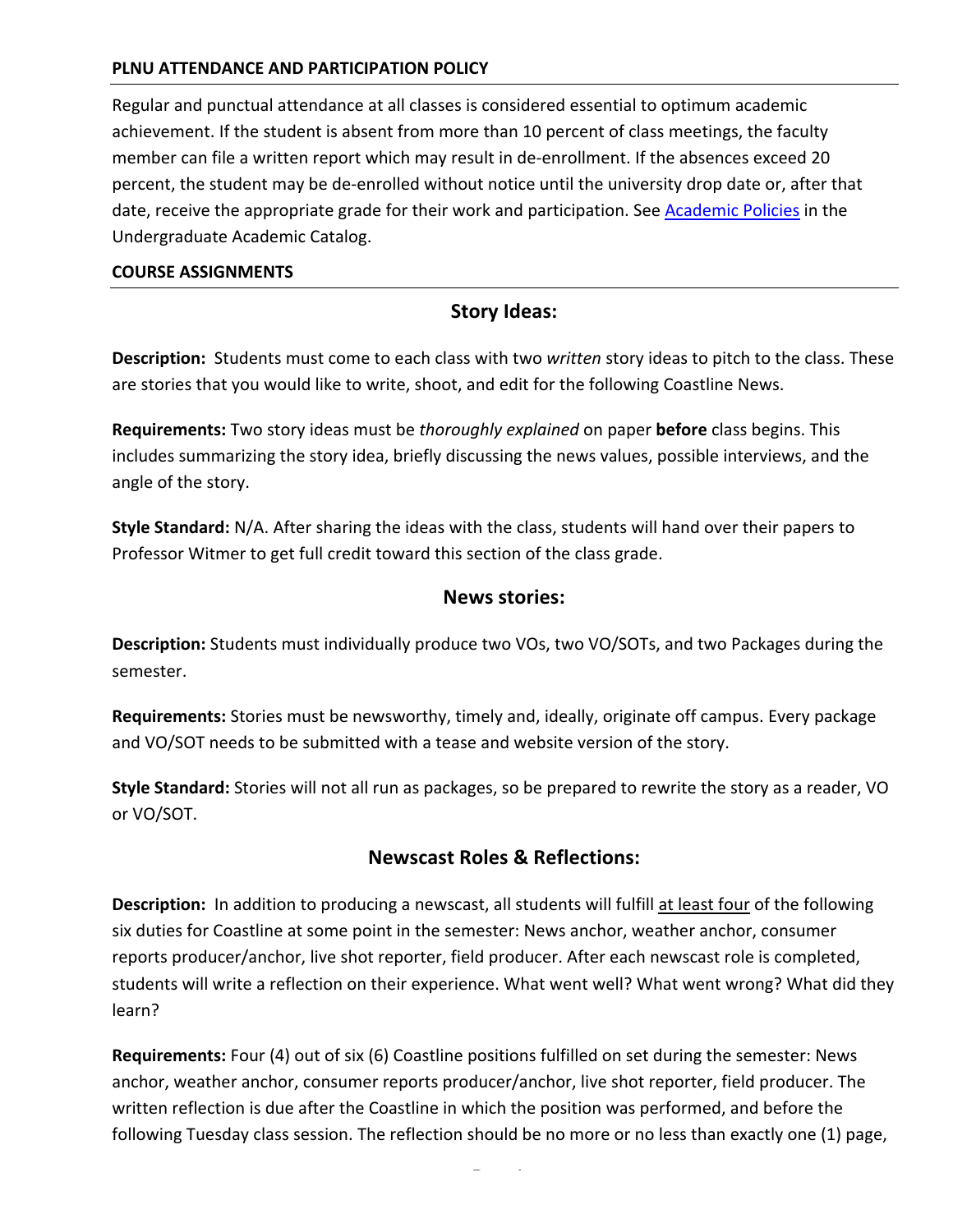## PLNU ATTENDANCE AND PARTICIPATION POLICY

Regular and punctual attendance at all classes is considered essential to optimum academic achievement. If the student is absent from more than 10 percent of class meetings, the faculty member can file a written report which may result in de-enrollment. If the absences exceed 20 percent, the student may be de-enrolled without notice until the university drop date or, after that date, receive the appropriate grade for their work and participation. See [Academic Policies]() in the Undergraduate Academic Catalog.

## COURSE ASSIGNMENTS

### Story Ideas:

**Description:** Students must come to each class with two *written* story ideas to pitch to the class. These are stories that you would like to write, shoot, and edit for the following Coastline News.

**Requirements:** Two story ideas must be *thoroughly explained* on paper **before** class begins. This includes summarizing the story idea, briefly discussing the news values, possible interviews, and the angle of the story.

**Style Standard:** N/A. After sharing the ideas with the class, students will hand over their papers to Professor Witmer to get full credit toward this section of the class grade.

### News stories:

**Description:** Students must individually produce two VOs, two VO/SOTs, and two Packages during the semester.

**Requirements:** Stories must be newsworthy, timely and, ideally, originate off campus. Every package and VO/SOT needs to be submitted with a tease and website version of the story.

**Style Standard:** Stories will not all run as packages, so be prepared to rewrite the story as a reader, VO or VO/SOT.

### Newscast Roles & Reflections:

**Description:** In addition to producing a newscast, all students will fulfill <u>at least four</u> of the following six duties for Coastline at some point in the semester: News anchor, weather anchor, consumer reports producer/anchor, live shot reporter, field producer. After each newscast role is completed, students will write a reflection on their experience. What went well? What went wrong? What did they learn?

**Requirements:** Four (4) out of six (6) Coastline positions fulfilled on set during the semester: News anchor, weather anchor, consumer reports producer/anchor, live shot reporter, field producer. The written reflection is due after the Coastline in which the position was performed, and before the following Tuesday class session. The reflection should be no more or no less than exactly one (1) page,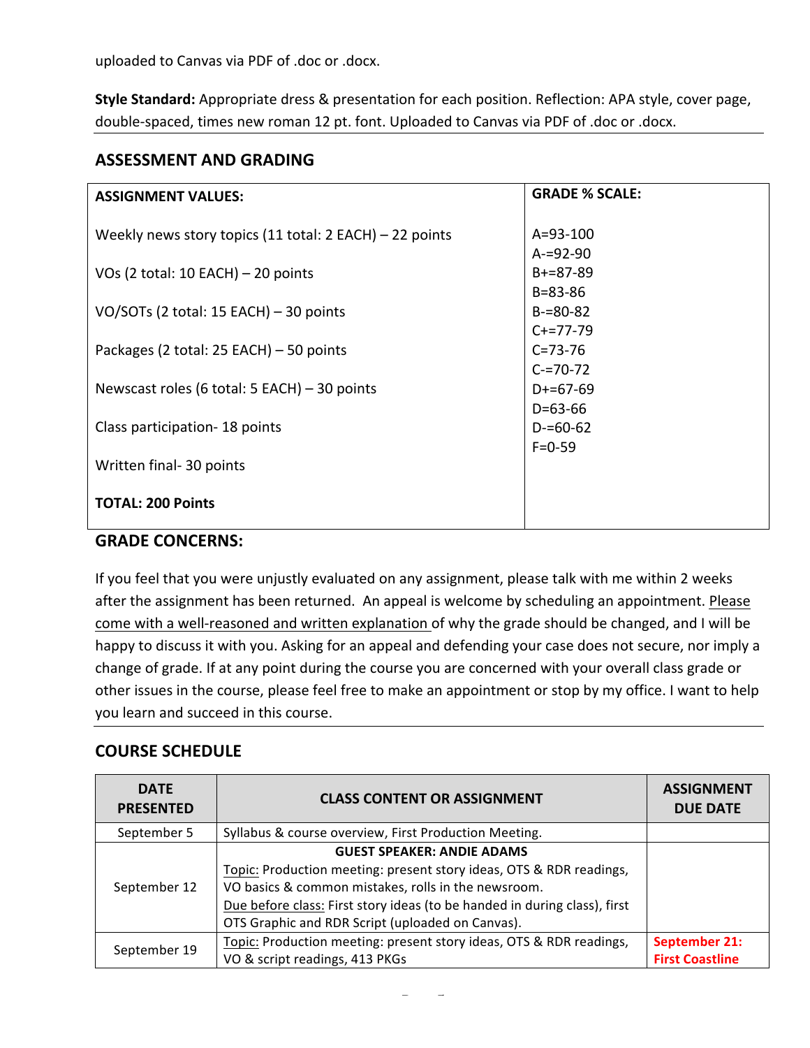uploaded to Canvas via PDF of .doc or .docx.

**Style Standard:** Appropriate dress & presentation for each position. Reflection: APA style, cover page, double-spaced, times new roman 12 pt. font. Uploaded to Canvas via PDF of .doc or .docx.

## ASSESSMENT AND GRADING

| ASSIGNMENT VALUES: | GRADE % SCALE: |
|---|---|
| Weekly news story topics (11 total: 2 EACH) – 22 points | A=93-100 |
| | A-=92-90 |
| VOs (2 total: 10 EACH) – 20 points | B+=87-89 |
| | B=83-86 |
| VO/SOTs (2 total: 15 EACH) – 30 points | B-=80-82 |
| | C+=77-79 |
| Packages (2 total: 25 EACH) – 50 points | C=73-76 |
| | C-=70-72 |
| Newscast roles (6 total: 5 EACH) – 30 points | D+=67-69 |
| | D=63-66 |
| Class participation- 18 points | D-=60-62 |
| | F=0-59 |
| Written final- 30 points | |
| **TOTAL: 200 Points** | |

## GRADE CONCERNS:

If you feel that you were unjustly evaluated on any assignment, please talk with me within 2 weeks after the assignment has been returned. An appeal is welcome by scheduling an appointment. Please come with a well-reasoned and written explanation of why the grade should be changed, and I will be happy to discuss it with you. Asking for an appeal and defending your case does not secure, nor imply a change of grade. If at any point during the course you are concerned with your overall class grade or other issues in the course, please feel free to make an appointment or stop by my office. I want to help you learn and succeed in this course.

## COURSE SCHEDULE

| DATE PRESENTED | CLASS CONTENT OR ASSIGNMENT | ASSIGNMENT DUE DATE |
|---|---|---|
| September 5 | Syllabus & course overview, First Production Meeting. | |
| September 12 | **GUEST SPEAKER: ANDIE ADAMS**<br>Topic: Production meeting: present story ideas, OTS & RDR readings, VO basics & common mistakes, rolls in the newsroom.<br>Due before class: First story ideas (to be handed in during class), first OTS Graphic and RDR Script (uploaded on Canvas). | |
| September 19 | Topic: Production meeting: present story ideas, OTS & RDR readings, VO & script readings, 413 PKGs | **September 21: First Coastline** |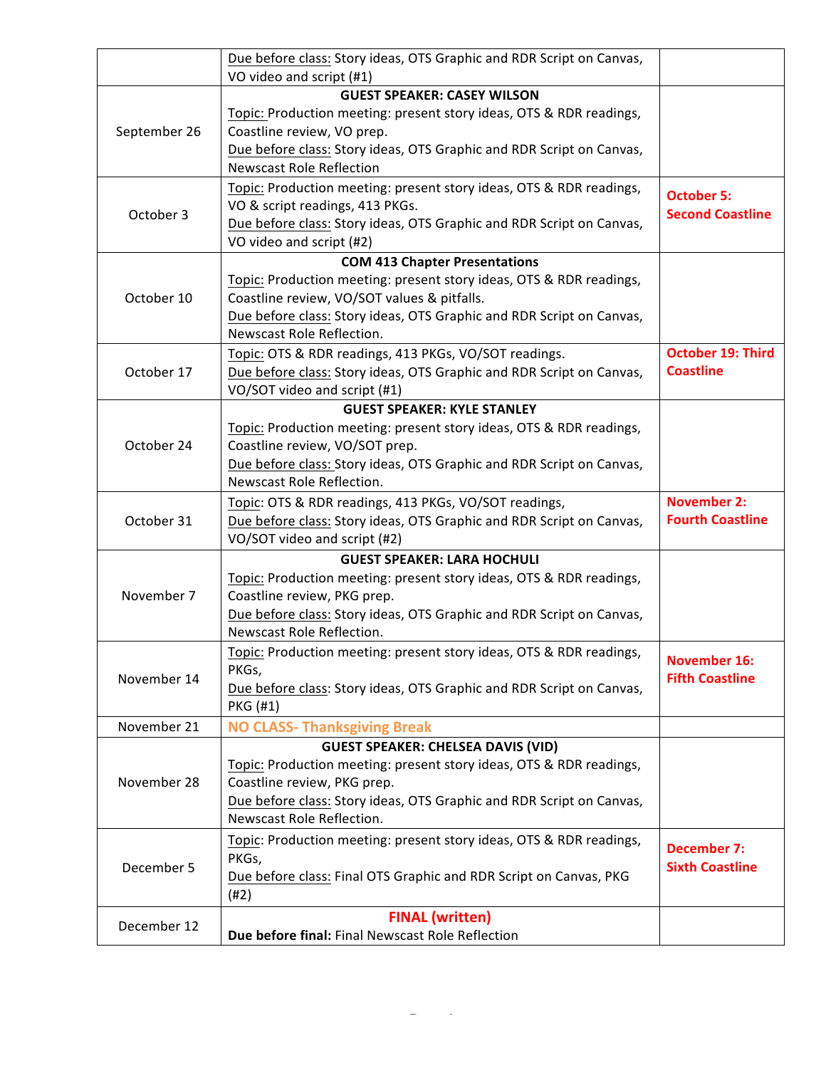| | | |
|---|---|---|
| | Due before class: Story ideas, OTS Graphic and RDR Script on Canvas, VO video and script (#1) | |
| September 26 | **GUEST SPEAKER: CASEY WILSON**<br>Topic: Production meeting: present story ideas, OTS & RDR readings, Coastline review, VO prep.<br>Due before class: Story ideas, OTS Graphic and RDR Script on Canvas, Newscast Role Reflection | |
| October 3 | Topic: Production meeting: present story ideas, OTS & RDR readings, VO & script readings, 413 PKGs.<br>Due before class: Story ideas, OTS Graphic and RDR Script on Canvas, VO video and script (#2) | **October 5: Second Coastline** |
| October 10 | **COM 413 Chapter Presentations**<br>Topic: Production meeting: present story ideas, OTS & RDR readings, Coastline review, VO/SOT values & pitfalls.<br>Due before class: Story ideas, OTS Graphic and RDR Script on Canvas, Newscast Role Reflection. | |
| October 17 | Topic: OTS & RDR readings, 413 PKGs, VO/SOT readings.<br>Due before class: Story ideas, OTS Graphic and RDR Script on Canvas, VO/SOT video and script (#1) | **October 19: Third Coastline** |
| October 24 | **GUEST SPEAKER: KYLE STANLEY**<br>Topic: Production meeting: present story ideas, OTS & RDR readings, Coastline review, VO/SOT prep.<br>Due before class: Story ideas, OTS Graphic and RDR Script on Canvas, Newscast Role Reflection. | |
| October 31 | Topic: OTS & RDR readings, 413 PKGs, VO/SOT readings,<br>Due before class: Story ideas, OTS Graphic and RDR Script on Canvas, VO/SOT video and script (#2) | **November 2: Fourth Coastline** |
| November 7 | **GUEST SPEAKER: LARA HOCHULI**<br>Topic: Production meeting: present story ideas, OTS & RDR readings, Coastline review, PKG prep.<br>Due before class: Story ideas, OTS Graphic and RDR Script on Canvas, Newscast Role Reflection. | |
| November 14 | Topic: Production meeting: present story ideas, OTS & RDR readings, PKGs,<br>Due before class: Story ideas, OTS Graphic and RDR Script on Canvas, PKG (#1) | **November 16: Fifth Coastline** |
| November 21 | **NO CLASS- Thanksgiving Break** | |
| November 28 | **GUEST SPEAKER: CHELSEA DAVIS (VID)**<br>Topic: Production meeting: present story ideas, OTS & RDR readings, Coastline review, PKG prep.<br>Due before class: Story ideas, OTS Graphic and RDR Script on Canvas, Newscast Role Reflection. | |
| December 5 | Topic: Production meeting: present story ideas, OTS & RDR readings, PKGs,<br>Due before class: Final OTS Graphic and RDR Script on Canvas, PKG (#2) | **December 7: Sixth Coastline** |
| December 12 | **FINAL (written)**<br>**Due before final:** Final Newscast Role Reflection | |